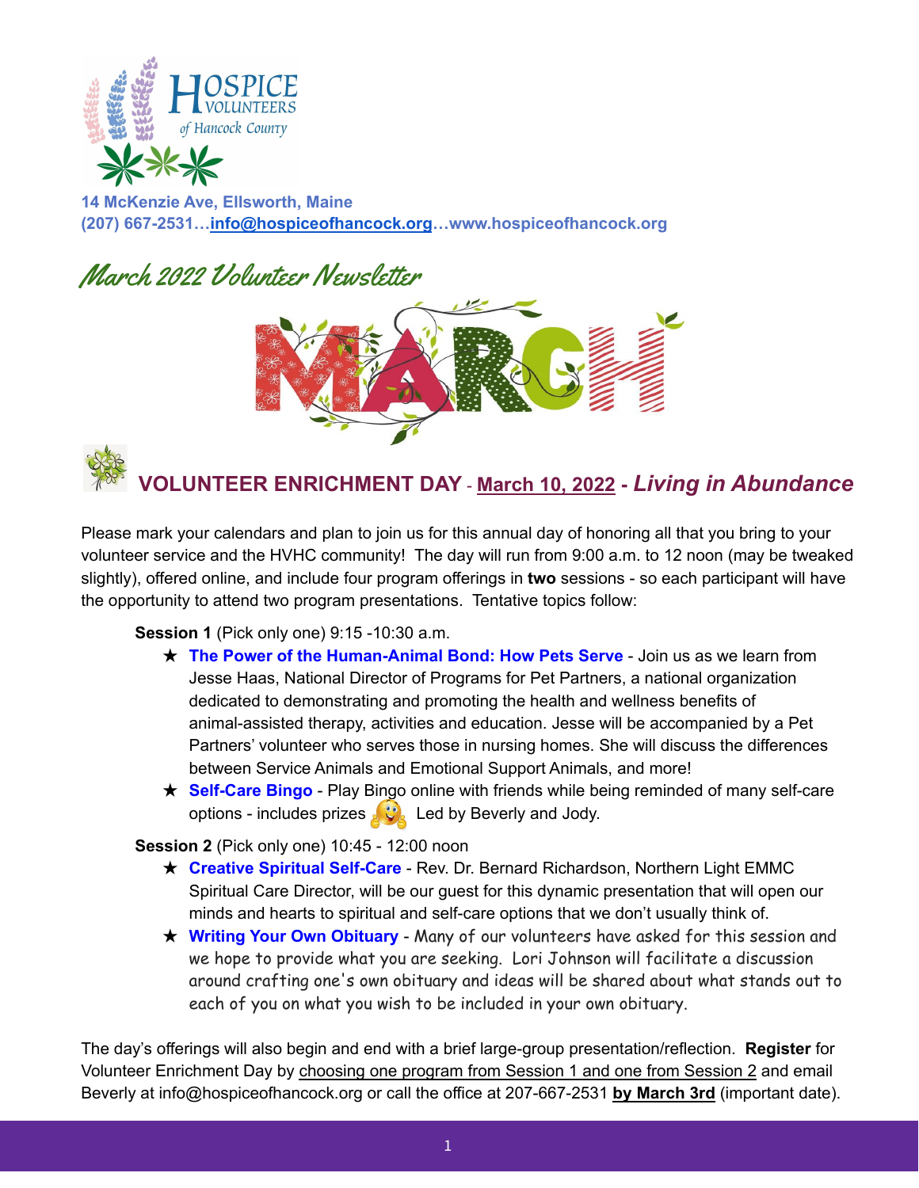HOSPICE VOLUNTEERS of Hancock County

**14 McKenzie Ave, Ellsworth, Maine**
**(207) 667-2531…info@hospiceofhancock.org…www.hospiceofhancock.org**

# March 2022 Volunteer Newsletter

## VOLUNTEER ENRICHMENT DAY - March 10, 2022 - *Living in Abundance*

Please mark your calendars and plan to join us for this annual day of honoring all that you bring to your volunteer service and the HVHC community! The day will run from 9:00 a.m. to 12 noon (may be tweaked slightly), offered online, and include four program offerings in **two** sessions - so each participant will have the opportunity to attend two program presentations. Tentative topics follow:

**Session 1** (Pick only one) 9:15 -10:30 a.m.

- **The Power of the Human-Animal Bond: How Pets Serve** - Join us as we learn from Jesse Haas, National Director of Programs for Pet Partners, a national organization dedicated to demonstrating and promoting the health and wellness benefits of animal-assisted therapy, activities and education. Jesse will be accompanied by a Pet Partners' volunteer who serves those in nursing homes. She will discuss the differences between Service Animals and Emotional Support Animals, and more!
- **Self-Care Bingo** - Play Bingo online with friends while being reminded of many self-care options - includes prizes. Led by Beverly and Jody.

**Session 2** (Pick only one) 10:45 - 12:00 noon

- **Creative Spiritual Self-Care** - Rev. Dr. Bernard Richardson, Northern Light EMMC Spiritual Care Director, will be our guest for this dynamic presentation that will open our minds and hearts to spiritual and self-care options that we don't usually think of.
- **Writing Your Own Obituary** - Many of our volunteers have asked for this session and we hope to provide what you are seeking. Lori Johnson will facilitate a discussion around crafting one's own obituary and ideas will be shared about what stands out to each of you on what you wish to be included in your own obituary.

The day's offerings will also begin and end with a brief large-group presentation/reflection. **Register** for Volunteer Enrichment Day by choosing one program from Session 1 and one from Session 2 and email Beverly at info@hospiceofhancock.org or call the office at 207-667-2531 **by March 3rd** (important date).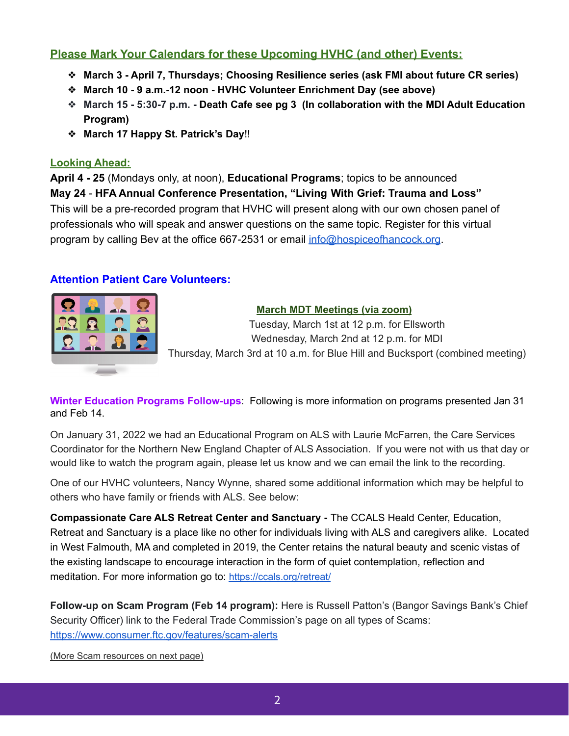## Please Mark Your Calendars for these Upcoming HVHC (and other) Events:

- **March 3 - April 7, Thursdays; Choosing Resilience series (ask FMI about future CR series)**
- **March 10 - 9 a.m.-12 noon - HVHC Volunteer Enrichment Day (see above)**
- **March 15 - 5:30-7 p.m. - Death Cafe see pg 3 (In collaboration with the MDI Adult Education Program)**
- **March 17 Happy St. Patrick's Day**!!

### Looking Ahead:

**April 4 - 25** (Mondays only, at noon), **Educational Programs**; topics to be announced
**May 24** - **HFA Annual Conference Presentation, "Living With Grief: Trauma and Loss"**
This will be a pre-recorded program that HVHC will present along with our own chosen panel of professionals who will speak and answer questions on the same topic. Register for this virtual program by calling Bev at the office 667-2531 or email info@hospiceofhancock.org.

## Attention Patient Care Volunteers:

### March MDT Meetings (via zoom)

Tuesday, March 1st at 12 p.m. for Ellsworth
Wednesday, March 2nd at 12 p.m. for MDI
Thursday, March 3rd at 10 a.m. for Blue Hill and Bucksport (combined meeting)

**Winter Education Programs Follow-ups**: Following is more information on programs presented Jan 31 and Feb 14.

On January 31, 2022 we had an Educational Program on ALS with Laurie McFarren, the Care Services Coordinator for the Northern New England Chapter of ALS Association. If you were not with us that day or would like to watch the program again, please let us know and we can email the link to the recording.

One of our HVHC volunteers, Nancy Wynne, shared some additional information which may be helpful to others who have family or friends with ALS. See below:

**Compassionate Care ALS Retreat Center and Sanctuary -** The CCALS Heald Center, Education, Retreat and Sanctuary is a place like no other for individuals living with ALS and caregivers alike. Located in West Falmouth, MA and completed in 2019, the Center retains the natural beauty and scenic vistas of the existing landscape to encourage interaction in the form of quiet contemplation, reflection and meditation. For more information go to: https://ccals.org/retreat/

**Follow-up on Scam Program (Feb 14 program):** Here is Russell Patton's (Bangor Savings Bank's Chief Security Officer) link to the Federal Trade Commission's page on all types of Scams: https://www.consumer.ftc.gov/features/scam-alerts

(More Scam resources on next page)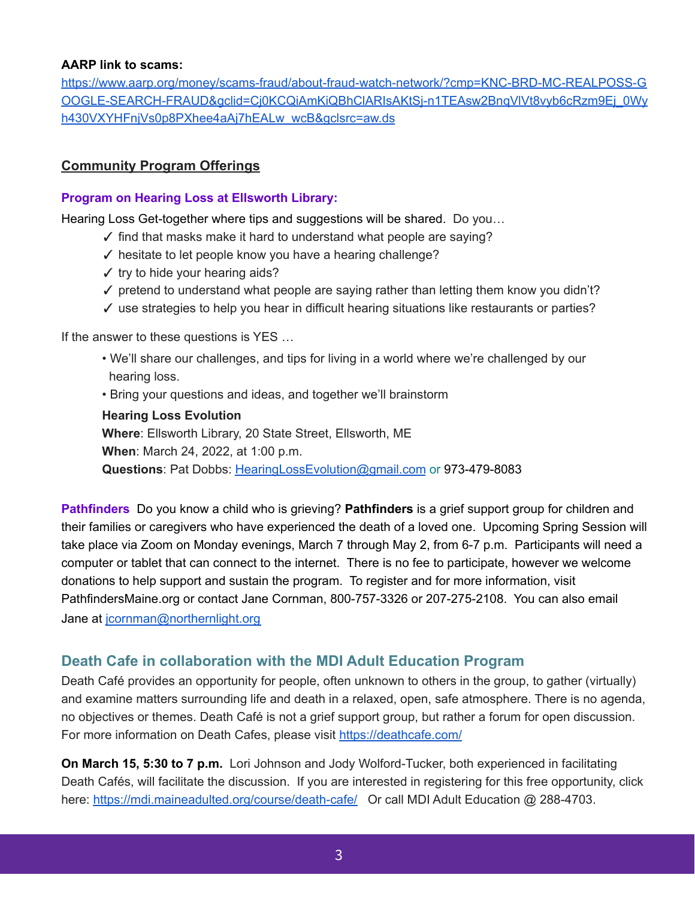**AARP link to scams:**
https://www.aarp.org/money/scams-fraud/about-fraud-watch-network/?cmp=KNC-BRD-MC-REALPOSS-GOOGLE-SEARCH-FRAUD&gclid=Cj0KCQiAmKiQBhClARIsAKtSj-n1TEAsw2BnqVlVt8vyb6cRzm9Ej_0Wyh430VXYHFnjVs0p8PXhee4aAj7hEALw_wcB&gclsrc=aw.ds

## Community Program Offerings

### Program on Hearing Loss at Ellsworth Library:

Hearing Loss Get-together where tips and suggestions will be shared. Do you…

- ✓ find that masks make it hard to understand what people are saying?
- ✓ hesitate to let people know you have a hearing challenge?
- ✓ try to hide your hearing aids?
- ✓ pretend to understand what people are saying rather than letting them know you didn't?
- ✓ use strategies to help you hear in difficult hearing situations like restaurants or parties?

If the answer to these questions is YES …

- We'll share our challenges, and tips for living in a world where we're challenged by our hearing loss.
- Bring your questions and ideas, and together we'll brainstorm

**Hearing Loss Evolution**
**Where**: Ellsworth Library, 20 State Street, Ellsworth, ME
**When**: March 24, 2022, at 1:00 p.m.
**Questions**: Pat Dobbs: HearingLossEvolution@gmail.com or 973-479-8083

**Pathfinders** Do you know a child who is grieving? **Pathfinders** is a grief support group for children and their families or caregivers who have experienced the death of a loved one. Upcoming Spring Session will take place via Zoom on Monday evenings, March 7 through May 2, from 6-7 p.m. Participants will need a computer or tablet that can connect to the internet. There is no fee to participate, however we welcome donations to help support and sustain the program. To register and for more information, visit PathfindersMaine.org or contact Jane Cornman, 800-757-3326 or 207-275-2108. You can also email Jane at jcornman@northernlight.org

## Death Cafe in collaboration with the MDI Adult Education Program

Death Café provides an opportunity for people, often unknown to others in the group, to gather (virtually) and examine matters surrounding life and death in a relaxed, open, safe atmosphere. There is no agenda, no objectives or themes. Death Café is not a grief support group, but rather a forum for open discussion. For more information on Death Cafes, please visit https://deathcafe.com/

**On March 15, 5:30 to 7 p.m.** Lori Johnson and Jody Wolford-Tucker, both experienced in facilitating Death Cafés, will facilitate the discussion. If you are interested in registering for this free opportunity, click here: https://mdi.maineadulted.org/course/death-cafe/ Or call MDI Adult Education @ 288-4703.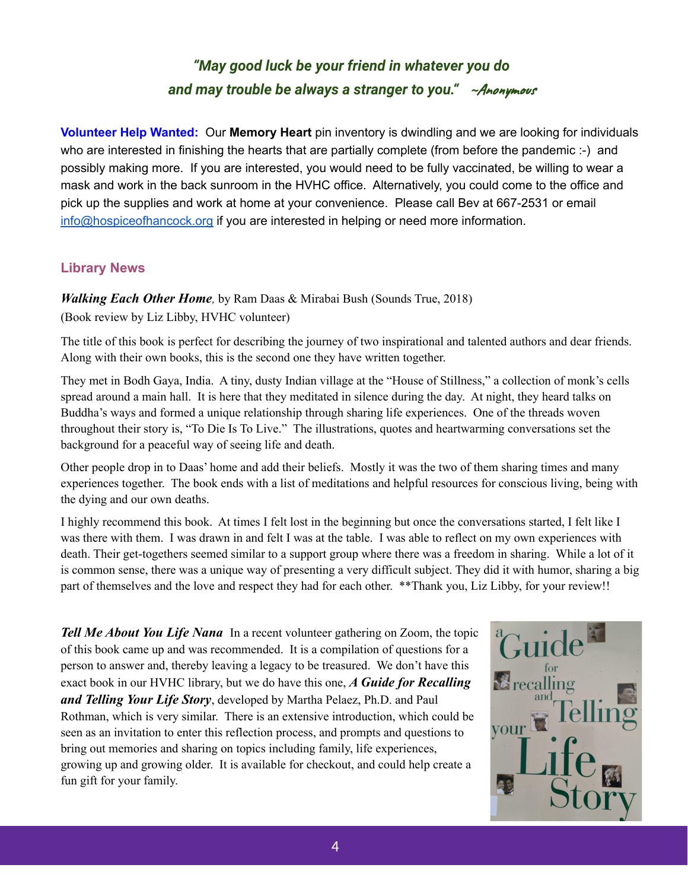*"May good luck be your friend in whatever you do*
*and may trouble be always a stranger to you."* ~*Anonymous*

**Volunteer Help Wanted:** Our **Memory Heart** pin inventory is dwindling and we are looking for individuals who are interested in finishing the hearts that are partially complete (from before the pandemic :-) and possibly making more. If you are interested, you would need to be fully vaccinated, be willing to wear a mask and work in the back sunroom in the HVHC office. Alternatively, you could come to the office and pick up the supplies and work at home at your convenience. Please call Bev at 667-2531 or email info@hospiceofhancock.org if you are interested in helping or need more information.

## Library News

***Walking Each Other Home****,* by Ram Daas & Mirabai Bush (Sounds True, 2018)
(Book review by Liz Libby, HVHC volunteer)

The title of this book is perfect for describing the journey of two inspirational and talented authors and dear friends. Along with their own books, this is the second one they have written together.

They met in Bodh Gaya, India. A tiny, dusty Indian village at the "House of Stillness," a collection of monk's cells spread around a main hall. It is here that they meditated in silence during the day. At night, they heard talks on Buddha's ways and formed a unique relationship through sharing life experiences. One of the threads woven throughout their story is, "To Die Is To Live." The illustrations, quotes and heartwarming conversations set the background for a peaceful way of seeing life and death.

Other people drop in to Daas' home and add their beliefs. Mostly it was the two of them sharing times and many experiences together. The book ends with a list of meditations and helpful resources for conscious living, being with the dying and our own deaths.

I highly recommend this book. At times I felt lost in the beginning but once the conversations started, I felt like I was there with them. I was drawn in and felt I was at the table. I was able to reflect on my own experiences with death. Their get-togethers seemed similar to a support group where there was a freedom in sharing. While a lot of it is common sense, there was a unique way of presenting a very difficult subject. They did it with humor, sharing a big part of themselves and the love and respect they had for each other. **Thank you, Liz Libby, for your review!!

***Tell Me About You Life Nana*** In a recent volunteer gathering on Zoom, the topic of this book came up and was recommended. It is a compilation of questions for a person to answer and, thereby leaving a legacy to be treasured. We don't have this exact book in our HVHC library, but we do have this one, ***A Guide for Recalling and Telling Your Life Story***, developed by Martha Pelaez, Ph.D. and Paul Rothman, which is very similar. There is an extensive introduction, which could be seen as an invitation to enter this reflection process, and prompts and questions to bring out memories and sharing on topics including family, life experiences, growing up and growing older. It is available for checkout, and could help create a fun gift for your family.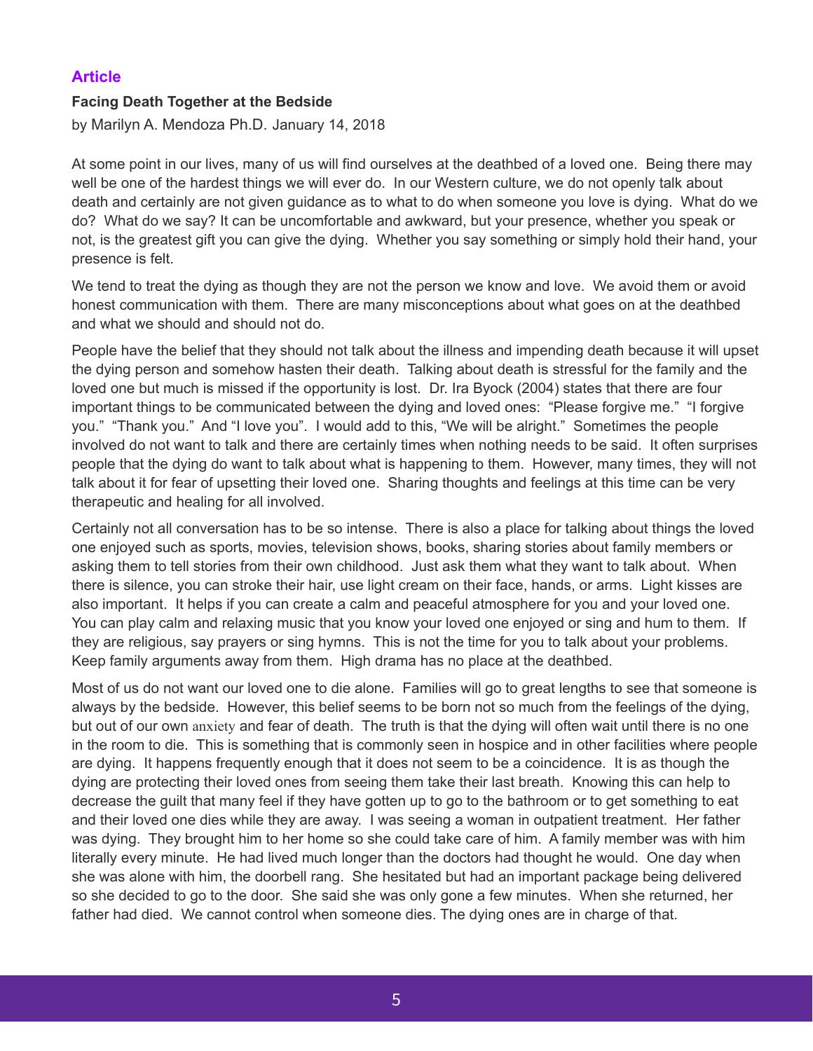## Article

**Facing Death Together at the Bedside**

by Marilyn A. Mendoza Ph.D. January 14, 2018

At some point in our lives, many of us will find ourselves at the deathbed of a loved one. Being there may well be one of the hardest things we will ever do. In our Western culture, we do not openly talk about death and certainly are not given guidance as to what to do when someone you love is dying. What do we do? What do we say? It can be uncomfortable and awkward, but your presence, whether you speak or not, is the greatest gift you can give the dying. Whether you say something or simply hold their hand, your presence is felt.

We tend to treat the dying as though they are not the person we know and love. We avoid them or avoid honest communication with them. There are many misconceptions about what goes on at the deathbed and what we should and should not do.

People have the belief that they should not talk about the illness and impending death because it will upset the dying person and somehow hasten their death. Talking about death is stressful for the family and the loved one but much is missed if the opportunity is lost. Dr. Ira Byock (2004) states that there are four important things to be communicated between the dying and loved ones: "Please forgive me." "I forgive you." "Thank you." And "I love you". I would add to this, "We will be alright." Sometimes the people involved do not want to talk and there are certainly times when nothing needs to be said. It often surprises people that the dying do want to talk about what is happening to them. However, many times, they will not talk about it for fear of upsetting their loved one. Sharing thoughts and feelings at this time can be very therapeutic and healing for all involved.

Certainly not all conversation has to be so intense. There is also a place for talking about things the loved one enjoyed such as sports, movies, television shows, books, sharing stories about family members or asking them to tell stories from their own childhood. Just ask them what they want to talk about. When there is silence, you can stroke their hair, use light cream on their face, hands, or arms. Light kisses are also important. It helps if you can create a calm and peaceful atmosphere for you and your loved one. You can play calm and relaxing music that you know your loved one enjoyed or sing and hum to them. If they are religious, say prayers or sing hymns. This is not the time for you to talk about your problems. Keep family arguments away from them. High drama has no place at the deathbed.

Most of us do not want our loved one to die alone. Families will go to great lengths to see that someone is always by the bedside. However, this belief seems to be born not so much from the feelings of the dying, but out of our own anxiety and fear of death. The truth is that the dying will often wait until there is no one in the room to die. This is something that is commonly seen in hospice and in other facilities where people are dying. It happens frequently enough that it does not seem to be a coincidence. It is as though the dying are protecting their loved ones from seeing them take their last breath. Knowing this can help to decrease the guilt that many feel if they have gotten up to go to the bathroom or to get something to eat and their loved one dies while they are away. I was seeing a woman in outpatient treatment. Her father was dying. They brought him to her home so she could take care of him. A family member was with him literally every minute. He had lived much longer than the doctors had thought he would. One day when she was alone with him, the doorbell rang. She hesitated but had an important package being delivered so she decided to go to the door. She said she was only gone a few minutes. When she returned, her father had died. We cannot control when someone dies. The dying ones are in charge of that.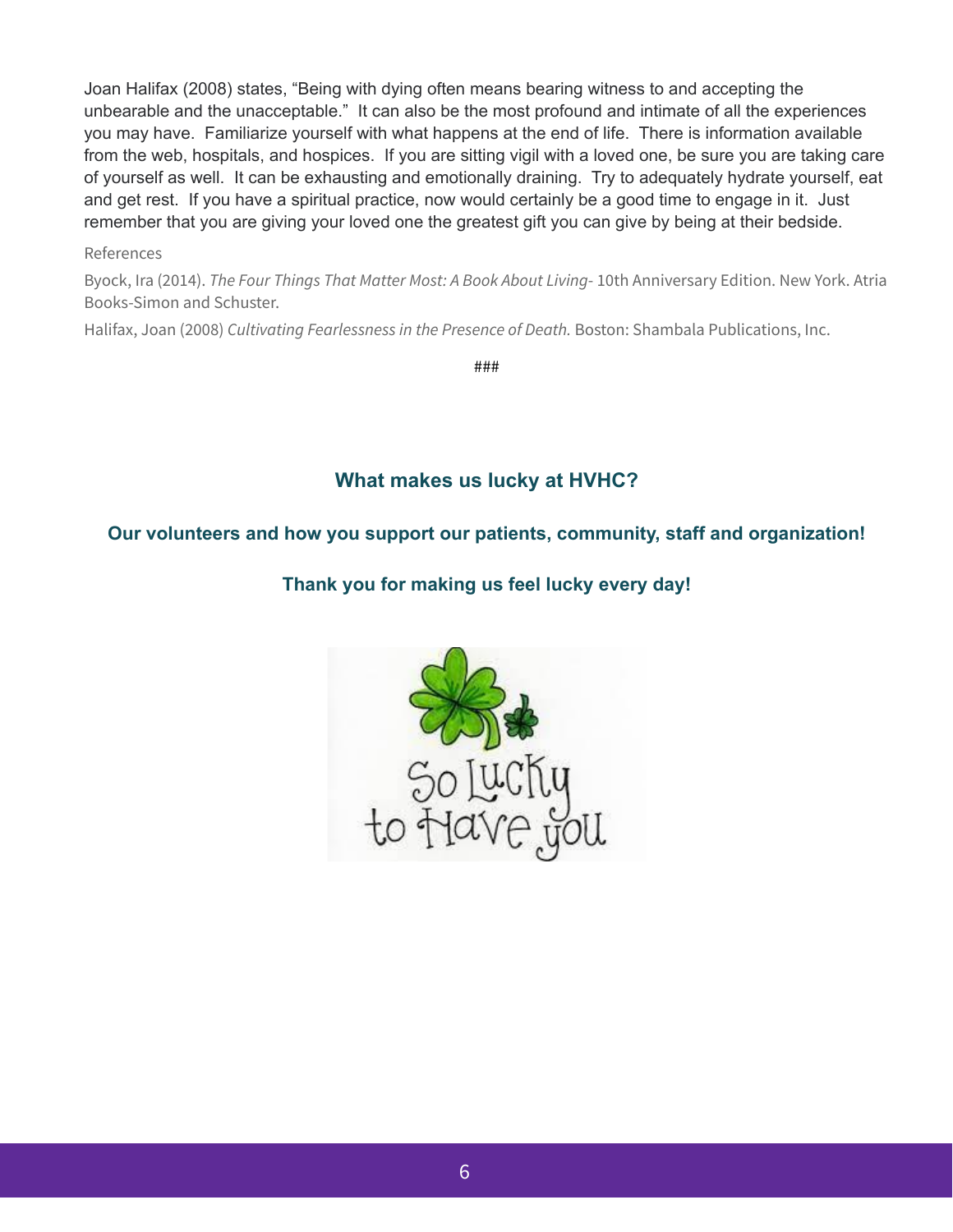Joan Halifax (2008) states, “Being with dying often means bearing witness to and accepting the unbearable and the unacceptable.” It can also be the most profound and intimate of all the experiences you may have. Familiarize yourself with what happens at the end of life. There is information available from the web, hospitals, and hospices. If you are sitting vigil with a loved one, be sure you are taking care of yourself as well. It can be exhausting and emotionally draining. Try to adequately hydrate yourself, eat and get rest. If you have a spiritual practice, now would certainly be a good time to engage in it. Just remember that you are giving your loved one the greatest gift you can give by being at their bedside.

References

Byock, Ira (2014). *The Four Things That Matter Most: A Book About Living*- 10th Anniversary Edition. New York. Atria Books-Simon and Schuster.

Halifax, Joan (2008) *Cultivating Fearlessness in the Presence of Death.* Boston: Shambala Publications, Inc.

###

**What makes us lucky at HVHC?**

**Our volunteers and how you support our patients, community, staff and organization!**

**Thank you for making us feel lucky every day!**